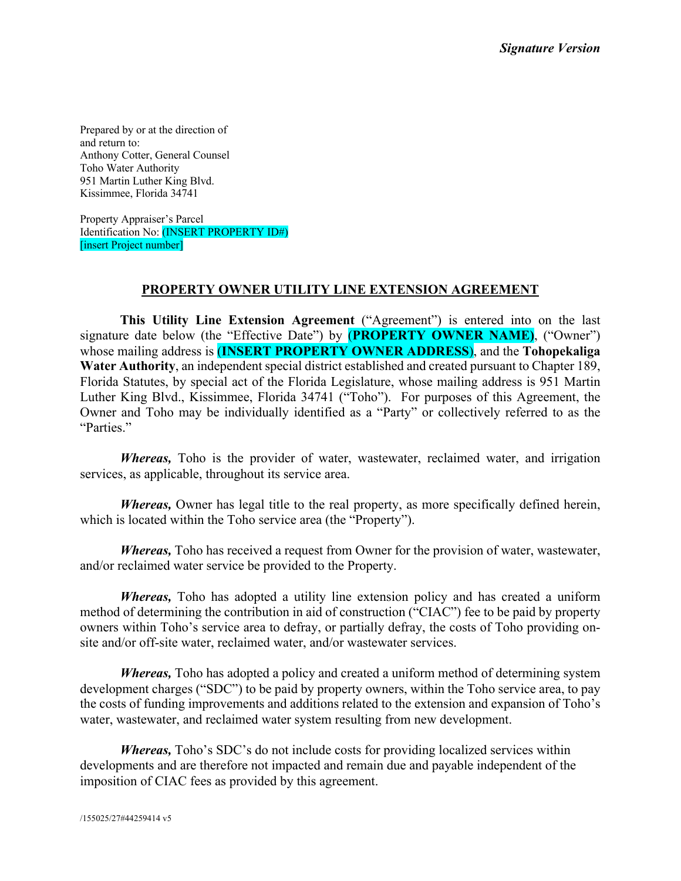*Signature Version*

Prepared by or at the direction of
and return to:
Anthony Cotter, General Counsel
Toho Water Authority
951 Martin Luther King Blvd.
Kissimmee, Florida 34741

Property Appraiser's Parcel
Identification No: (INSERT PROPERTY ID#)
[insert Project number]

## PROPERTY OWNER UTILITY LINE EXTENSION AGREEMENT

**This Utility Line Extension Agreement** ("Agreement") is entered into on the last signature date below (the "Effective Date") by **(PROPERTY OWNER NAME)**, ("Owner") whose mailing address is **(INSERT PROPERTY OWNER ADDRESS)**, and the **Tohopekaliga Water Authority**, an independent special district established and created pursuant to Chapter 189, Florida Statutes, by special act of the Florida Legislature, whose mailing address is 951 Martin Luther King Blvd., Kissimmee, Florida 34741 ("Toho"). For purposes of this Agreement, the Owner and Toho may be individually identified as a "Party" or collectively referred to as the "Parties."

***Whereas,*** Toho is the provider of water, wastewater, reclaimed water, and irrigation services, as applicable, throughout its service area.

***Whereas,*** Owner has legal title to the real property, as more specifically defined herein, which is located within the Toho service area (the "Property").

***Whereas,*** Toho has received a request from Owner for the provision of water, wastewater, and/or reclaimed water service be provided to the Property.

***Whereas,*** Toho has adopted a utility line extension policy and has created a uniform method of determining the contribution in aid of construction ("CIAC") fee to be paid by property owners within Toho's service area to defray, or partially defray, the costs of Toho providing on-site and/or off-site water, reclaimed water, and/or wastewater services.

***Whereas,*** Toho has adopted a policy and created a uniform method of determining system development charges ("SDC") to be paid by property owners, within the Toho service area, to pay the costs of funding improvements and additions related to the extension and expansion of Toho's water, wastewater, and reclaimed water system resulting from new development.

***Whereas,*** Toho's SDC's do not include costs for providing localized services within developments and are therefore not impacted and remain due and payable independent of the imposition of CIAC fees as provided by this agreement.

/155025/27#44259414 v5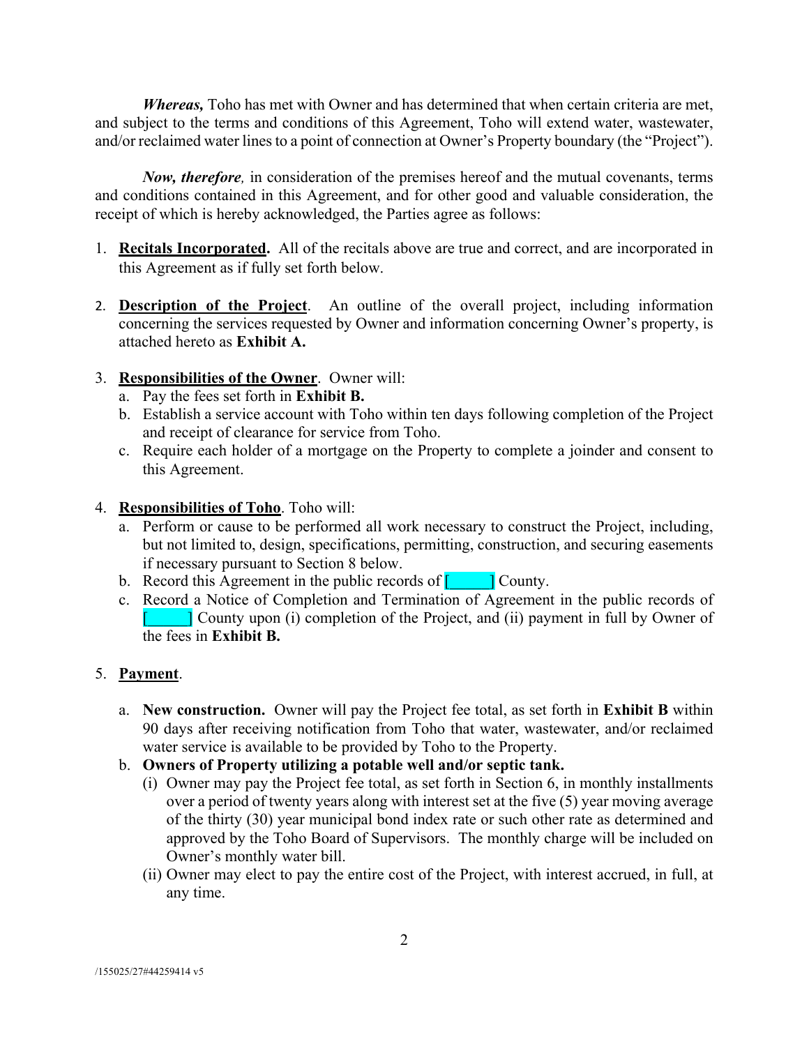***Whereas,*** Toho has met with Owner and has determined that when certain criteria are met, and subject to the terms and conditions of this Agreement, Toho will extend water, wastewater, and/or reclaimed water lines to a point of connection at Owner's Property boundary (the "Project").

***Now, therefore,*** in consideration of the premises hereof and the mutual covenants, terms and conditions contained in this Agreement, and for other good and valuable consideration, the receipt of which is hereby acknowledged, the Parties agree as follows:

1. **Recitals Incorporated.** All of the recitals above are true and correct, and are incorporated in this Agreement as if fully set forth below.

2. **Description of the Project**. An outline of the overall project, including information concerning the services requested by Owner and information concerning Owner's property, is attached hereto as **Exhibit A.**

3. **Responsibilities of the Owner**. Owner will:
   a. Pay the fees set forth in **Exhibit B.**
   b. Establish a service account with Toho within ten days following completion of the Project and receipt of clearance for service from Toho.
   c. Require each holder of a mortgage on the Property to complete a joinder and consent to this Agreement.

4. **Responsibilities of Toho**. Toho will:
   a. Perform or cause to be performed all work necessary to construct the Project, including, but not limited to, design, specifications, permitting, construction, and securing easements if necessary pursuant to Section 8 below.
   b. Record this Agreement in the public records of [_____] County.
   c. Record a Notice of Completion and Termination of Agreement in the public records of [_____] County upon (i) completion of the Project, and (ii) payment in full by Owner of the fees in **Exhibit B.**

5. **Payment**.

   a. **New construction.** Owner will pay the Project fee total, as set forth in **Exhibit B** within 90 days after receiving notification from Toho that water, wastewater, and/or reclaimed water service is available to be provided by Toho to the Property.
   b. **Owners of Property utilizing a potable well and/or septic tank.**
      (i) Owner may pay the Project fee total, as set forth in Section 6, in monthly installments over a period of twenty years along with interest set at the five (5) year moving average of the thirty (30) year municipal bond index rate or such other rate as determined and approved by the Toho Board of Supervisors. The monthly charge will be included on Owner's monthly water bill.
      (ii) Owner may elect to pay the entire cost of the Project, with interest accrued, in full, at any time.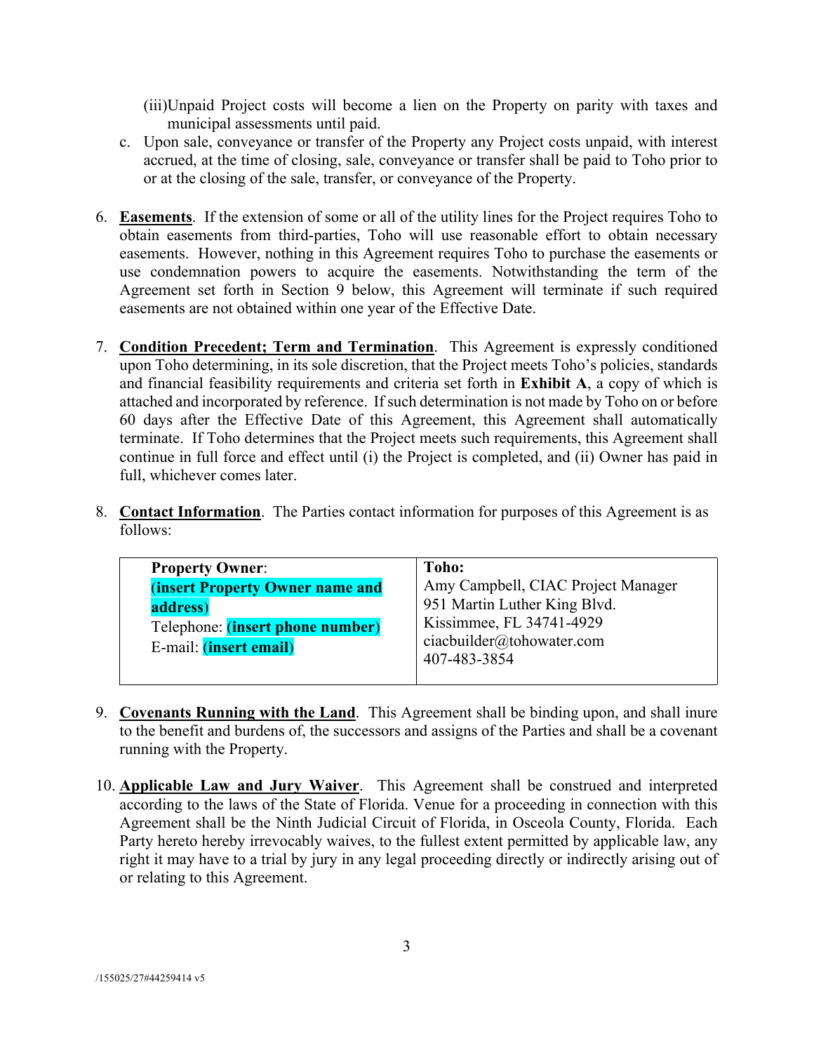(iii)Unpaid Project costs will become a lien on the Property on parity with taxes and municipal assessments until paid.

c. Upon sale, conveyance or transfer of the Property any Project costs unpaid, with interest accrued, at the time of closing, sale, conveyance or transfer shall be paid to Toho prior to or at the closing of the sale, transfer, or conveyance of the Property.

6. **<u>Easements</u>**. If the extension of some or all of the utility lines for the Project requires Toho to obtain easements from third-parties, Toho will use reasonable effort to obtain necessary easements. However, nothing in this Agreement requires Toho to purchase the easements or use condemnation powers to acquire the easements. Notwithstanding the term of the Agreement set forth in Section 9 below, this Agreement will terminate if such required easements are not obtained within one year of the Effective Date.

7. **<u>Condition Precedent; Term and Termination</u>**. This Agreement is expressly conditioned upon Toho determining, in its sole discretion, that the Project meets Toho's policies, standards and financial feasibility requirements and criteria set forth in **Exhibit A**, a copy of which is attached and incorporated by reference. If such determination is not made by Toho on or before 60 days after the Effective Date of this Agreement, this Agreement shall automatically terminate. If Toho determines that the Project meets such requirements, this Agreement shall continue in full force and effect until (i) the Project is completed, and (ii) Owner has paid in full, whichever comes later.

8. **<u>Contact Information</u>**. The Parties contact information for purposes of this Agreement is as follows:

| **Property Owner**: | **Toho:** |
|---|---|
| **(insert Property Owner name and address)**<br>Telephone: **(insert phone number)**<br>E-mail: **(insert email)** | Amy Campbell, CIAC Project Manager<br>951 Martin Luther King Blvd.<br>Kissimmee, FL 34741-4929<br>ciacbuilder@tohowater.com<br>407-483-3854 |

9. **<u>Covenants Running with the Land</u>**. This Agreement shall be binding upon, and shall inure to the benefit and burdens of, the successors and assigns of the Parties and shall be a covenant running with the Property.

10. **<u>Applicable Law and Jury Waiver</u>**. This Agreement shall be construed and interpreted according to the laws of the State of Florida. Venue for a proceeding in connection with this Agreement shall be the Ninth Judicial Circuit of Florida, in Osceola County, Florida. Each Party hereto hereby irrevocably waives, to the fullest extent permitted by applicable law, any right it may have to a trial by jury in any legal proceeding directly or indirectly arising out of or relating to this Agreement.

/155025/27#44259414 v5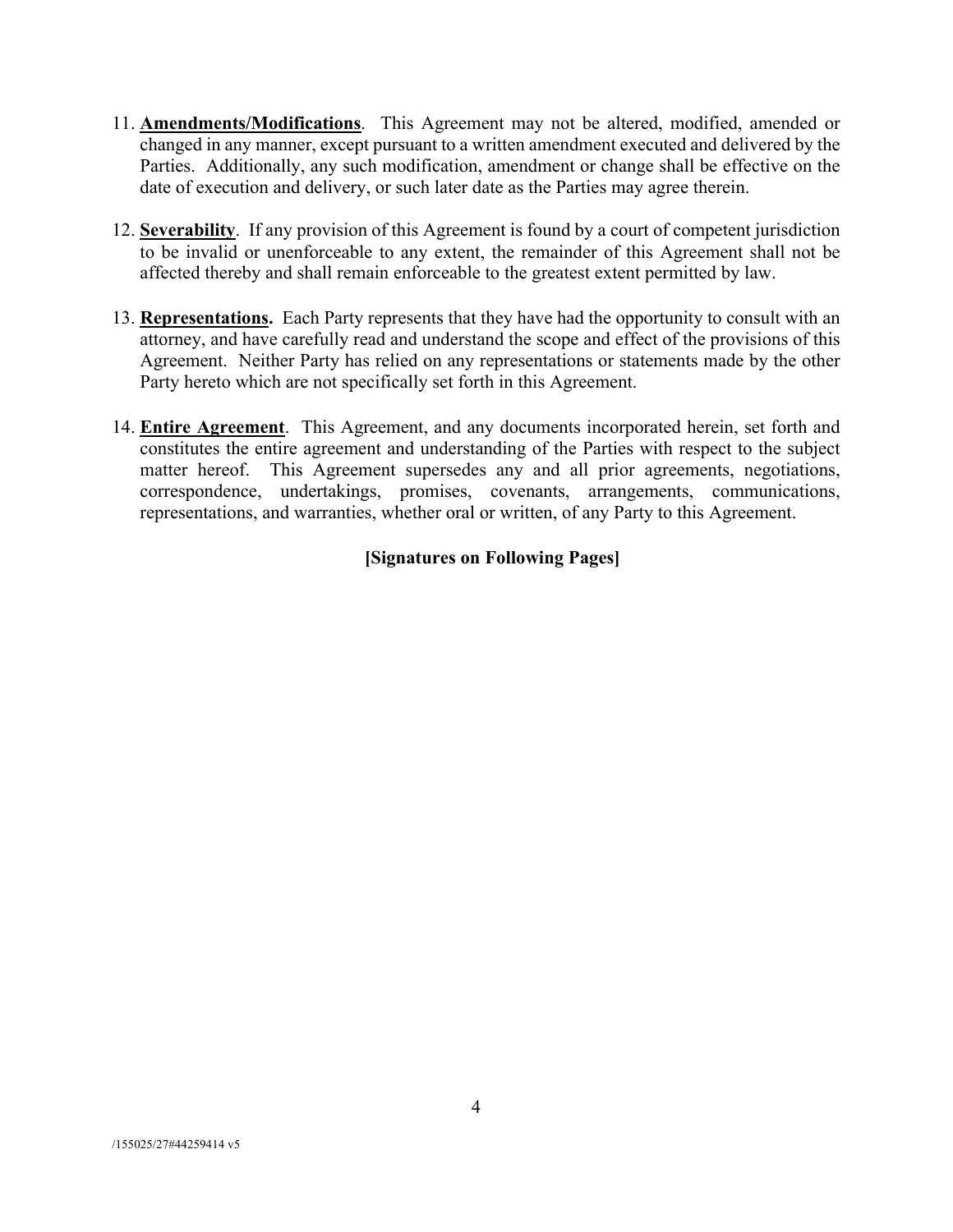11. **Amendments/Modifications**. This Agreement may not be altered, modified, amended or changed in any manner, except pursuant to a written amendment executed and delivered by the Parties. Additionally, any such modification, amendment or change shall be effective on the date of execution and delivery, or such later date as the Parties may agree therein.

12. **Severability**. If any provision of this Agreement is found by a court of competent jurisdiction to be invalid or unenforceable to any extent, the remainder of this Agreement shall not be affected thereby and shall remain enforceable to the greatest extent permitted by law.

13. **Representations.** Each Party represents that they have had the opportunity to consult with an attorney, and have carefully read and understand the scope and effect of the provisions of this Agreement. Neither Party has relied on any representations or statements made by the other Party hereto which are not specifically set forth in this Agreement.

14. **Entire Agreement**. This Agreement, and any documents incorporated herein, set forth and constitutes the entire agreement and understanding of the Parties with respect to the subject matter hereof. This Agreement supersedes any and all prior agreements, negotiations, correspondence, undertakings, promises, covenants, arrangements, communications, representations, and warranties, whether oral or written, of any Party to this Agreement.

**[Signatures on Following Pages]**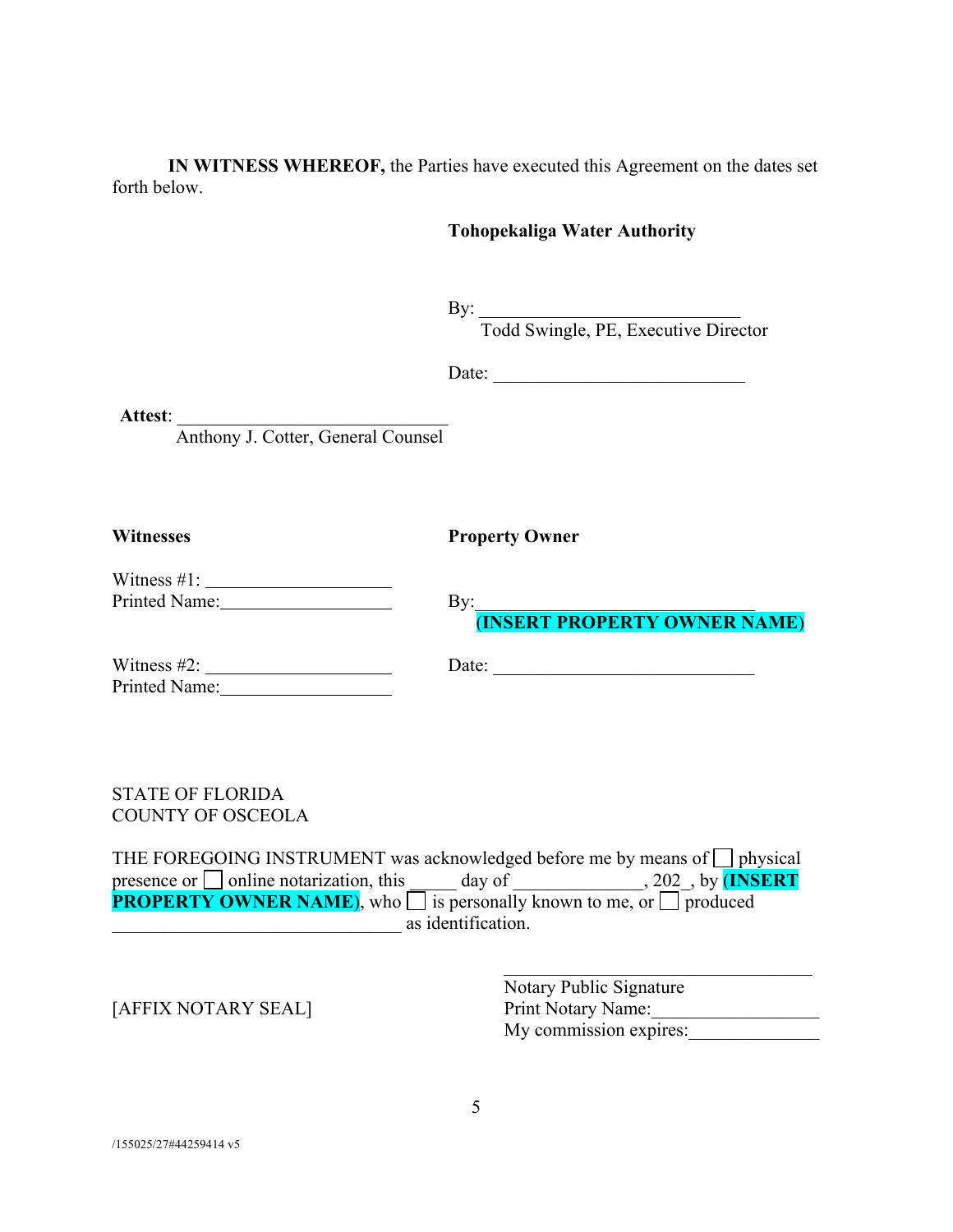**IN WITNESS WHEREOF,** the Parties have executed this Agreement on the dates set forth below.

**Tohopekaliga Water Authority**

By: ____________________________
Todd Swingle, PE, Executive Director

Date: ___________________________

**Attest**: ____________________________
Anthony J. Cotter, General Counsel

| **Witnesses** | **Property Owner** |
|---|---|
| Witness #1: ____________________ | |
| Printed Name: __________________ | By: ____________________________ |
| | **(INSERT PROPERTY OWNER NAME)** |
| Witness #2: ____________________ | Date: ___________________________ |
| Printed Name: __________________ | |

STATE OF FLORIDA
COUNTY OF OSCEOLA

THE FOREGOING INSTRUMENT was acknowledged before me by means of ☐ physical presence or ☐ online notarization, this _____ day of ______________, 202_, by **(INSERT PROPERTY OWNER NAME)**, who ☐ is personally known to me, or ☐ produced ______________________________ as identification.

[AFFIX NOTARY SEAL]

______________________________
Notary Public Signature
Print Notary Name: __________________
My commission expires: ______________

/155025/27#44259414 v5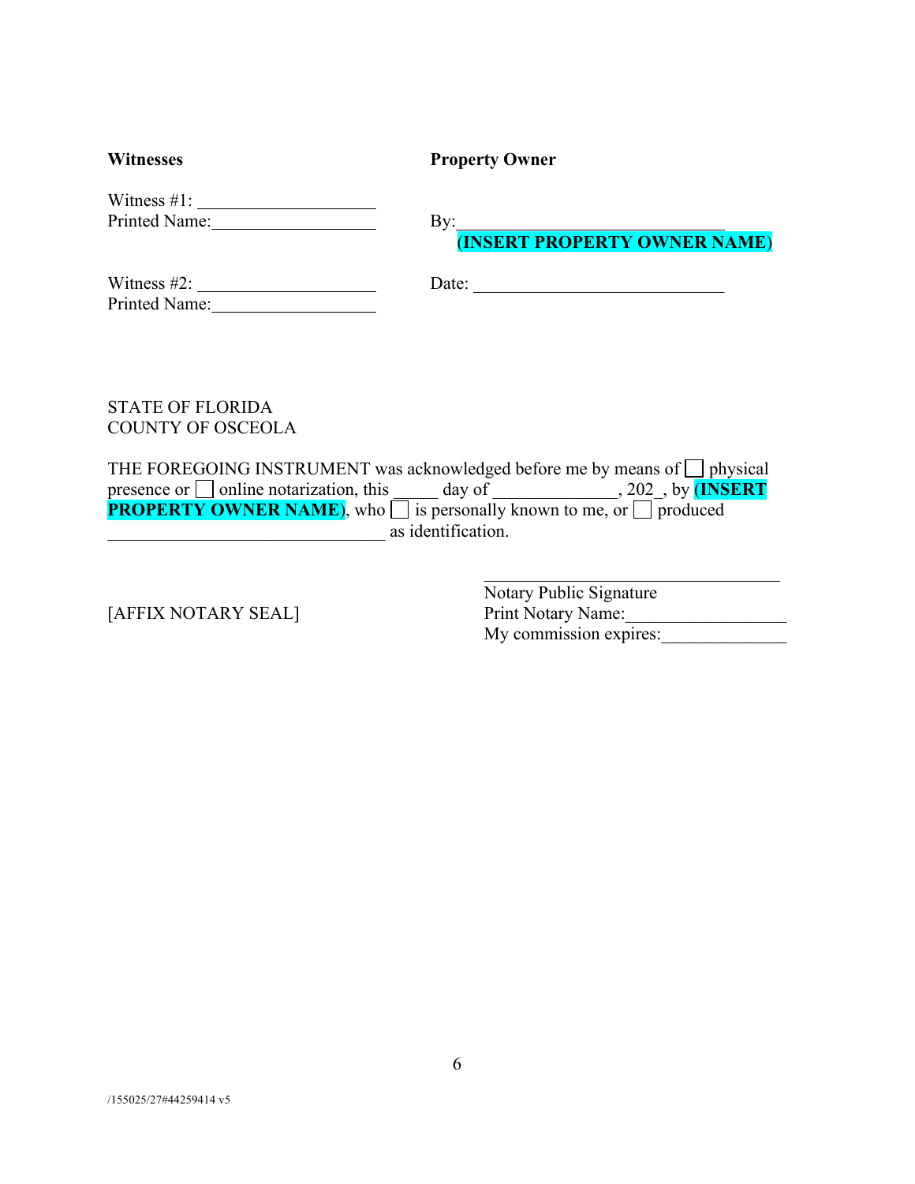| **Witnesses** | **Property Owner** |
|---|---|
| Witness #1: ____________________ | |
| Printed Name:__________________ | By:______________________________ |
| | **(INSERT PROPERTY OWNER NAME)** |
| Witness #2: ____________________ | Date: ____________________________ |
| Printed Name:__________________ | |

STATE OF FLORIDA
COUNTY OF OSCEOLA

THE FOREGOING INSTRUMENT was acknowledged before me by means of ☐ physical presence or ☐ online notarization, this _____ day of ______________, 202_, by **(INSERT PROPERTY OWNER NAME)**, who ☐ is personally known to me, or ☐ produced ________________________________ as identification.

[AFFIX NOTARY SEAL]

__________________________________
Notary Public Signature
Print Notary Name:__________________
My commission expires:______________

/155025/27#44259414 v5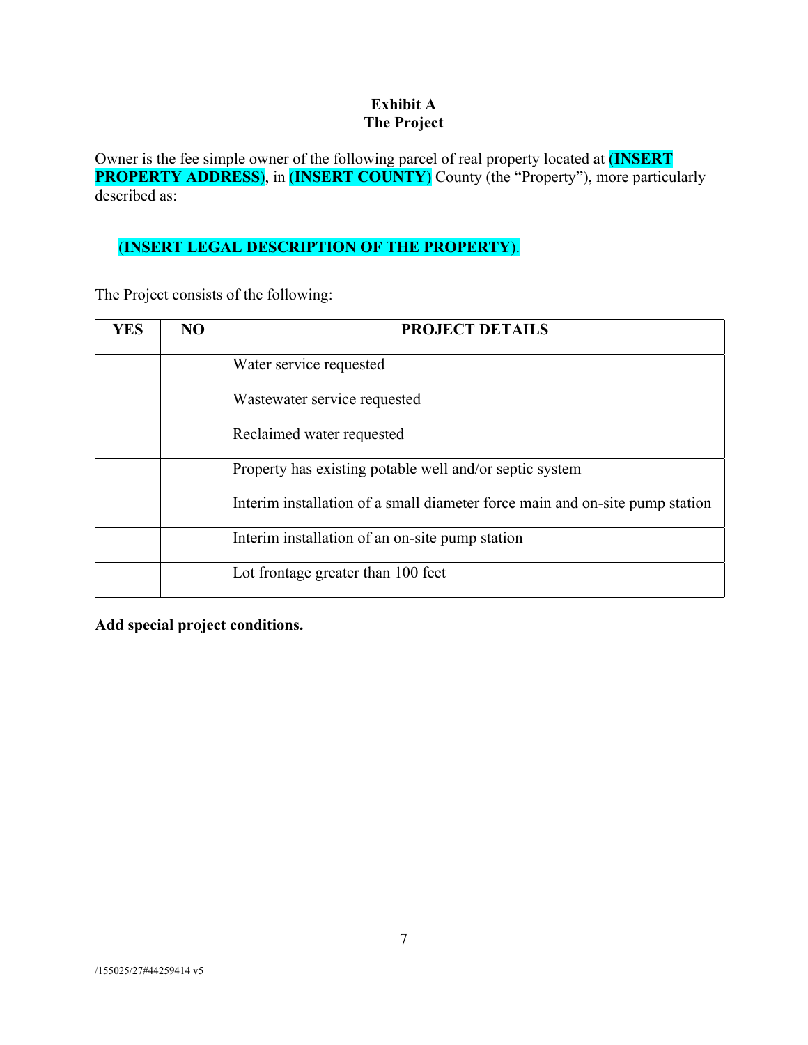**Exhibit A**
**The Project**

Owner is the fee simple owner of the following parcel of real property located at **(INSERT PROPERTY ADDRESS)**, in **(INSERT COUNTY)** County (the "Property"), more particularly described as:

**(INSERT LEGAL DESCRIPTION OF THE PROPERTY)**.

The Project consists of the following:

| YES | NO | PROJECT DETAILS |
|---|---|---|
| | | Water service requested |
| | | Wastewater service requested |
| | | Reclaimed water requested |
| | | Property has existing potable well and/or septic system |
| | | Interim installation of a small diameter force main and on-site pump station |
| | | Interim installation of an on-site pump station |
| | | Lot frontage greater than 100 feet |

**Add special project conditions.**

/155025/27#44259414 v5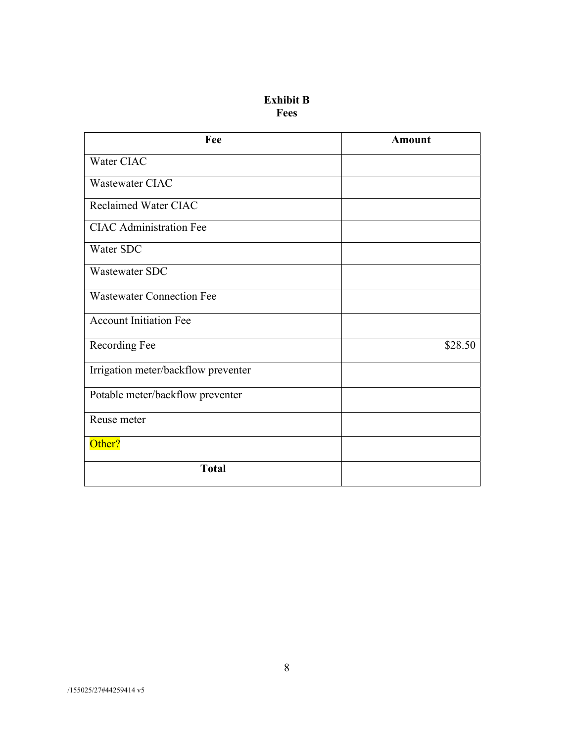**Exhibit B**
**Fees**

| Fee | Amount |
|---|---|
| Water CIAC | |
| Wastewater CIAC | |
| Reclaimed Water CIAC | |
| CIAC Administration Fee | |
| Water SDC | |
| Wastewater SDC | |
| Wastewater Connection Fee | |
| Account Initiation Fee | |
| Recording Fee | $28.50 |
| Irrigation meter/backflow preventer | |
| Potable meter/backflow preventer | |
| Reuse meter | |
| Other? | |
| **Total** | |

/155025/27#44259414 v5